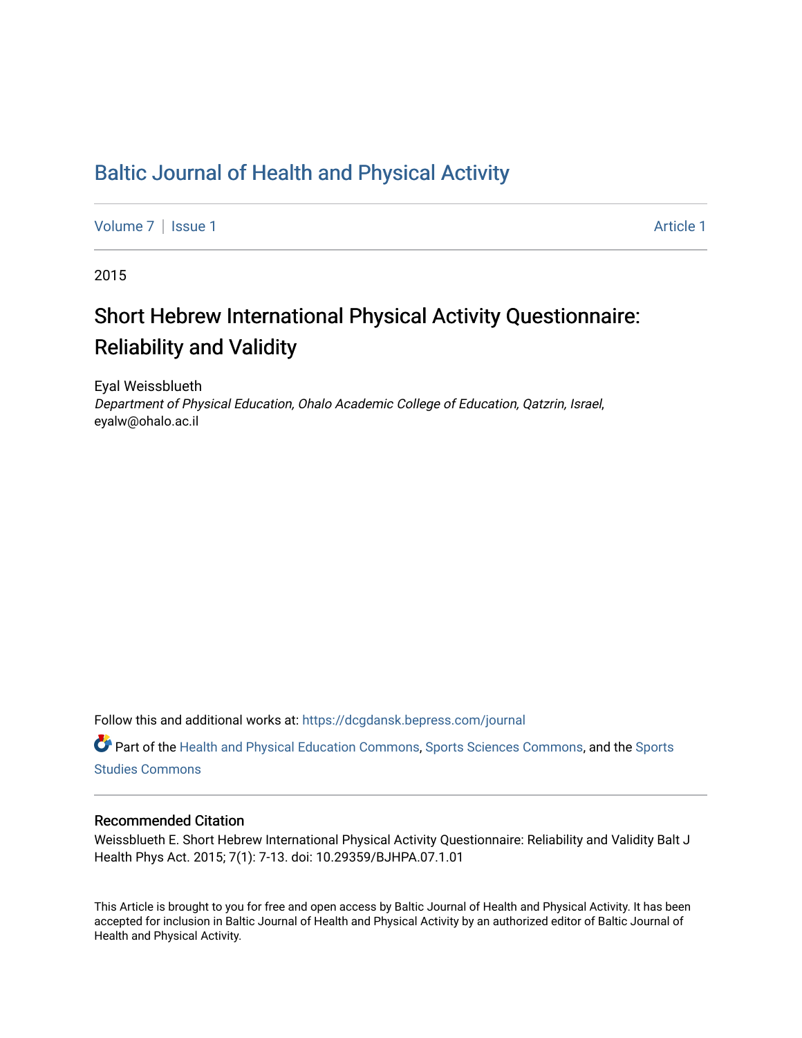# Baltic Journal of Health and Physical Activity

Volume 7 | Issue 1 Article 1

2015

## Short Hebrew International Physical Activity Questionnaire: Reliability and Validity

Eyal Weissblueth
*Department of Physical Education, Ohalo Academic College of Education, Qatzrin, Israel*, eyalw@ohalo.ac.il

Follow this and additional works at: https://dcgdansk.bepress.com/journal

Part of the Health and Physical Education Commons, Sports Sciences Commons, and the Sports Studies Commons

### Recommended Citation

Weissblueth E. Short Hebrew International Physical Activity Questionnaire: Reliability and Validity Balt J Health Phys Act. 2015; 7(1): 7-13. doi: 10.29359/BJHPA.07.1.01

This Article is brought to you for free and open access by Baltic Journal of Health and Physical Activity. It has been accepted for inclusion in Baltic Journal of Health and Physical Activity by an authorized editor of Baltic Journal of Health and Physical Activity.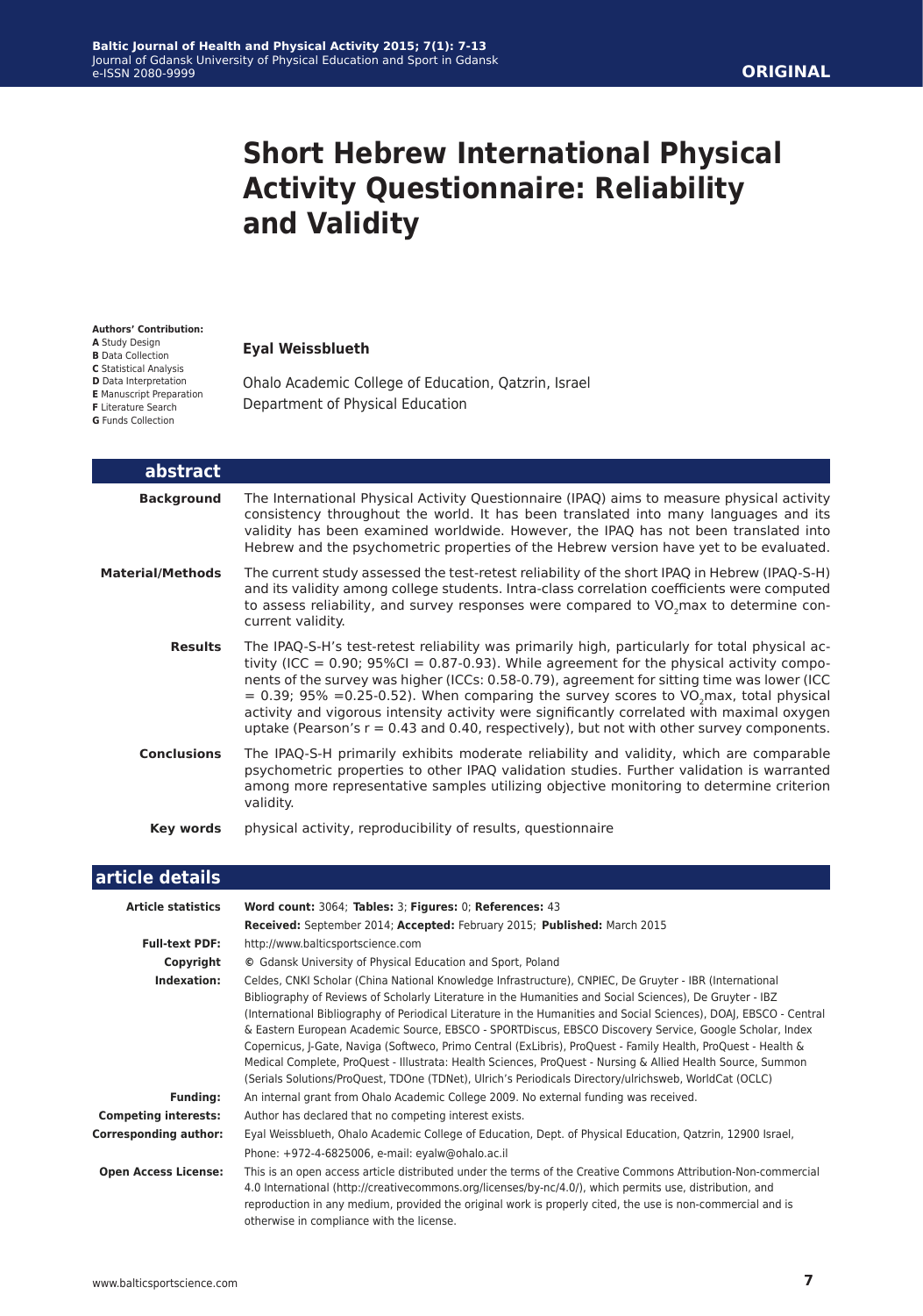ORIGINAL

# Short Hebrew International Physical Activity Questionnaire: Reliability and Validity

**Authors' Contribution:**
**A** Study Design
**B** Data Collection
**C** Statistical Analysis
**D** Data Interpretation
**E** Manuscript Preparation
**F** Literature Search
**G** Funds Collection

**Eyal Weissblueth**

Ohalo Academic College of Education, Qatzrin, Israel
Department of Physical Education

## abstract

**Background** The International Physical Activity Questionnaire (IPAQ) aims to measure physical activity consistency throughout the world. It has been translated into many languages and its validity has been examined worldwide. However, the IPAQ has not been translated into Hebrew and the psychometric properties of the Hebrew version have yet to be evaluated.

**Material/Methods** The current study assessed the test-retest reliability of the short IPAQ in Hebrew (IPAQ-S-H) and its validity among college students. Intra-class correlation coefficients were computed to assess reliability, and survey responses were compared to $VO_2$max to determine concurrent validity.

**Results** The IPAQ-S-H's test-retest reliability was primarily high, particularly for total physical activity (ICC = 0.90; 95%CI = 0.87-0.93). While agreement for the physical activity components of the survey was higher (ICCs: 0.58-0.79), agreement for sitting time was lower (ICC = 0.39; 95% =0.25-0.52). When comparing the survey scores to $VO_2$max, total physical activity and vigorous intensity activity were significantly correlated with maximal oxygen uptake (Pearson's r = 0.43 and 0.40, respectively), but not with other survey components.

**Conclusions** The IPAQ-S-H primarily exhibits moderate reliability and validity, which are comparable psychometric properties to other IPAQ validation studies. Further validation is warranted among more representative samples utilizing objective monitoring to determine criterion validity.

**Key words** physical activity, reproducibility of results, questionnaire

## article details

**Article statistics** **Word count:** 3064; **Tables:** 3; **Figures:** 0; **References:** 43
**Received:** September 2014; **Accepted:** February 2015; **Published:** March 2015

**Full-text PDF:** http://www.balticsportscience.com

**Copyright** © Gdansk University of Physical Education and Sport, Poland

**Indexation:** Celdes, CNKI Scholar (China National Knowledge Infrastructure), CNPIEC, De Gruyter - IBR (International Bibliography of Reviews of Scholarly Literature in the Humanities and Social Sciences), De Gruyter - IBZ (International Bibliography of Periodical Literature in the Humanities and Social Sciences), DOAJ, EBSCO - Central & Eastern European Academic Source, EBSCO - SPORTDiscus, EBSCO Discovery Service, Google Scholar, Index Copernicus, J-Gate, Naviga (Softweco, Primo Central (ExLibris), ProQuest - Family Health, ProQuest - Health & Medical Complete, ProQuest - Illustrata: Health Sciences, ProQuest - Nursing & Allied Health Source, Summon (Serials Solutions/ProQuest, TDOne (TDNet), Ulrich's Periodicals Directory/ulrichsweb, WorldCat (OCLC)

**Funding:** An internal grant from Ohalo Academic College 2009. No external funding was received.

**Competing interests:** Author has declared that no competing interest exists.

**Corresponding author:** Eyal Weissblueth, Ohalo Academic College of Education, Dept. of Physical Education, Qatzrin, 12900 Israel, Phone: +972-4-6825006, e-mail: eyalw@ohalo.ac.il

**Open Access License:** This is an open access article distributed under the terms of the Creative Commons Attribution-Non-commercial 4.0 International (http://creativecommons.org/licenses/by-nc/4.0/), which permits use, distribution, and reproduction in any medium, provided the original work is properly cited, the use is non-commercial and is otherwise in compliance with the license.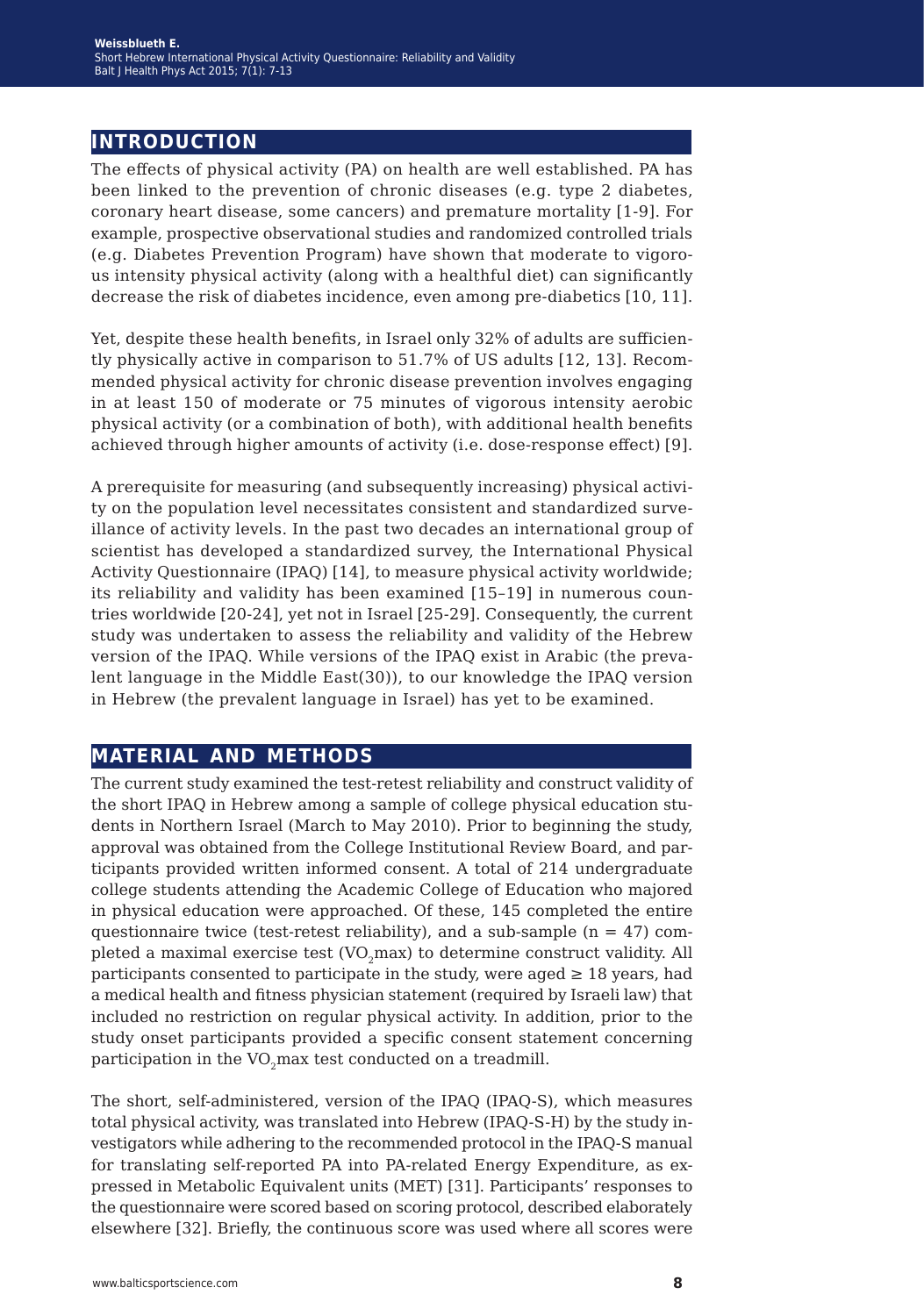## INTRODUCTION

The effects of physical activity (PA) on health are well established. PA has been linked to the prevention of chronic diseases (e.g. type 2 diabetes, coronary heart disease, some cancers) and premature mortality [1-9]. For example, prospective observational studies and randomized controlled trials (e.g. Diabetes Prevention Program) have shown that moderate to vigorous intensity physical activity (along with a healthful diet) can significantly decrease the risk of diabetes incidence, even among pre-diabetics [10, 11].

Yet, despite these health benefits, in Israel only 32% of adults are sufficiently physically active in comparison to 51.7% of US adults [12, 13]. Recommended physical activity for chronic disease prevention involves engaging in at least 150 of moderate or 75 minutes of vigorous intensity aerobic physical activity (or a combination of both), with additional health benefits achieved through higher amounts of activity (i.e. dose-response effect) [9].

A prerequisite for measuring (and subsequently increasing) physical activity on the population level necessitates consistent and standardized surveillance of activity levels. In the past two decades an international group of scientist has developed a standardized survey, the International Physical Activity Questionnaire (IPAQ) [14], to measure physical activity worldwide; its reliability and validity has been examined [15–19] in numerous countries worldwide [20-24], yet not in Israel [25-29]. Consequently, the current study was undertaken to assess the reliability and validity of the Hebrew version of the IPAQ. While versions of the IPAQ exist in Arabic (the prevalent language in the Middle East(30)), to our knowledge the IPAQ version in Hebrew (the prevalent language in Israel) has yet to be examined.

## MATERIAL AND METHODS

The current study examined the test-retest reliability and construct validity of the short IPAQ in Hebrew among a sample of college physical education students in Northern Israel (March to May 2010). Prior to beginning the study, approval was obtained from the College Institutional Review Board, and participants provided written informed consent. A total of 214 undergraduate college students attending the Academic College of Education who majored in physical education were approached. Of these, 145 completed the entire questionnaire twice (test-retest reliability), and a sub-sample (n = 47) completed a maximal exercise test ($VO_2$max) to determine construct validity. All participants consented to participate in the study, were aged ≥ 18 years, had a medical health and fitness physician statement (required by Israeli law) that included no restriction on regular physical activity. In addition, prior to the study onset participants provided a specific consent statement concerning participation in the $VO_2$max test conducted on a treadmill.

The short, self-administered, version of the IPAQ (IPAQ-S), which measures total physical activity, was translated into Hebrew (IPAQ-S-H) by the study investigators while adhering to the recommended protocol in the IPAQ-S manual for translating self-reported PA into PA-related Energy Expenditure, as expressed in Metabolic Equivalent units (MET) [31]. Participants' responses to the questionnaire were scored based on scoring protocol, described elaborately elsewhere [32]. Briefly, the continuous score was used where all scores were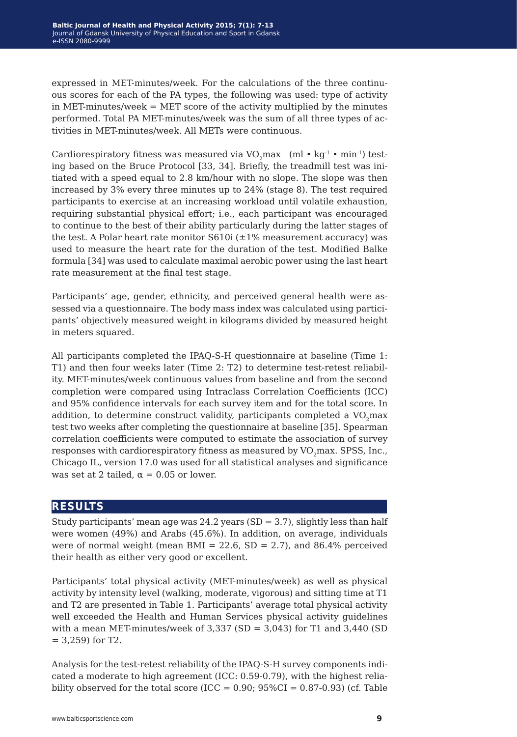expressed in MET-minutes/week. For the calculations of the three continuous scores for each of the PA types, the following was used: type of activity in MET-minutes/week = MET score of the activity multiplied by the minutes performed. Total PA MET-minutes/week was the sum of all three types of activities in MET-minutes/week. All METs were continuous.

Cardiorespiratory fitness was measured via $VO_2max$ ($ml \cdot kg^{-1} \cdot min^{-1}$) testing based on the Bruce Protocol [33, 34]. Briefly, the treadmill test was initiated with a speed equal to 2.8 km/hour with no slope. The slope was then increased by 3% every three minutes up to 24% (stage 8). The test required participants to exercise at an increasing workload until volatile exhaustion, requiring substantial physical effort; i.e., each participant was encouraged to continue to the best of their ability particularly during the latter stages of the test. A Polar heart rate monitor S610i (±1% measurement accuracy) was used to measure the heart rate for the duration of the test. Modified Balke formula [34] was used to calculate maximal aerobic power using the last heart rate measurement at the final test stage.

Participants' age, gender, ethnicity, and perceived general health were assessed via a questionnaire. The body mass index was calculated using participants' objectively measured weight in kilograms divided by measured height in meters squared.

All participants completed the IPAQ-S-H questionnaire at baseline (Time 1: T1) and then four weeks later (Time 2: T2) to determine test-retest reliability. MET-minutes/week continuous values from baseline and from the second completion were compared using Intraclass Correlation Coefficients (ICC) and 95% confidence intervals for each survey item and for the total score. In addition, to determine construct validity, participants completed a $VO_2max$ test two weeks after completing the questionnaire at baseline [35]. Spearman correlation coefficients were computed to estimate the association of survey responses with cardiorespiratory fitness as measured by $VO_2max$. SPSS, Inc., Chicago IL, version 17.0 was used for all statistical analyses and significance was set at 2 tailed, $\alpha = 0.05$ or lower.

## RESULTS

Study participants' mean age was 24.2 years (SD = 3.7), slightly less than half were women (49%) and Arabs (45.6%). In addition, on average, individuals were of normal weight (mean BMI = 22.6, SD = 2.7), and 86.4% perceived their health as either very good or excellent.

Participants' total physical activity (MET-minutes/week) as well as physical activity by intensity level (walking, moderate, vigorous) and sitting time at T1 and T2 are presented in Table 1. Participants' average total physical activity well exceeded the Health and Human Services physical activity guidelines with a mean MET-minutes/week of 3,337 (SD = 3,043) for T1 and 3,440 (SD = 3,259) for T2.

Analysis for the test-retest reliability of the IPAQ-S-H survey components indicated a moderate to high agreement (ICC: 0.59-0.79), with the highest reliability observed for the total score (ICC = 0.90; 95%CI = 0.87-0.93) (cf. Table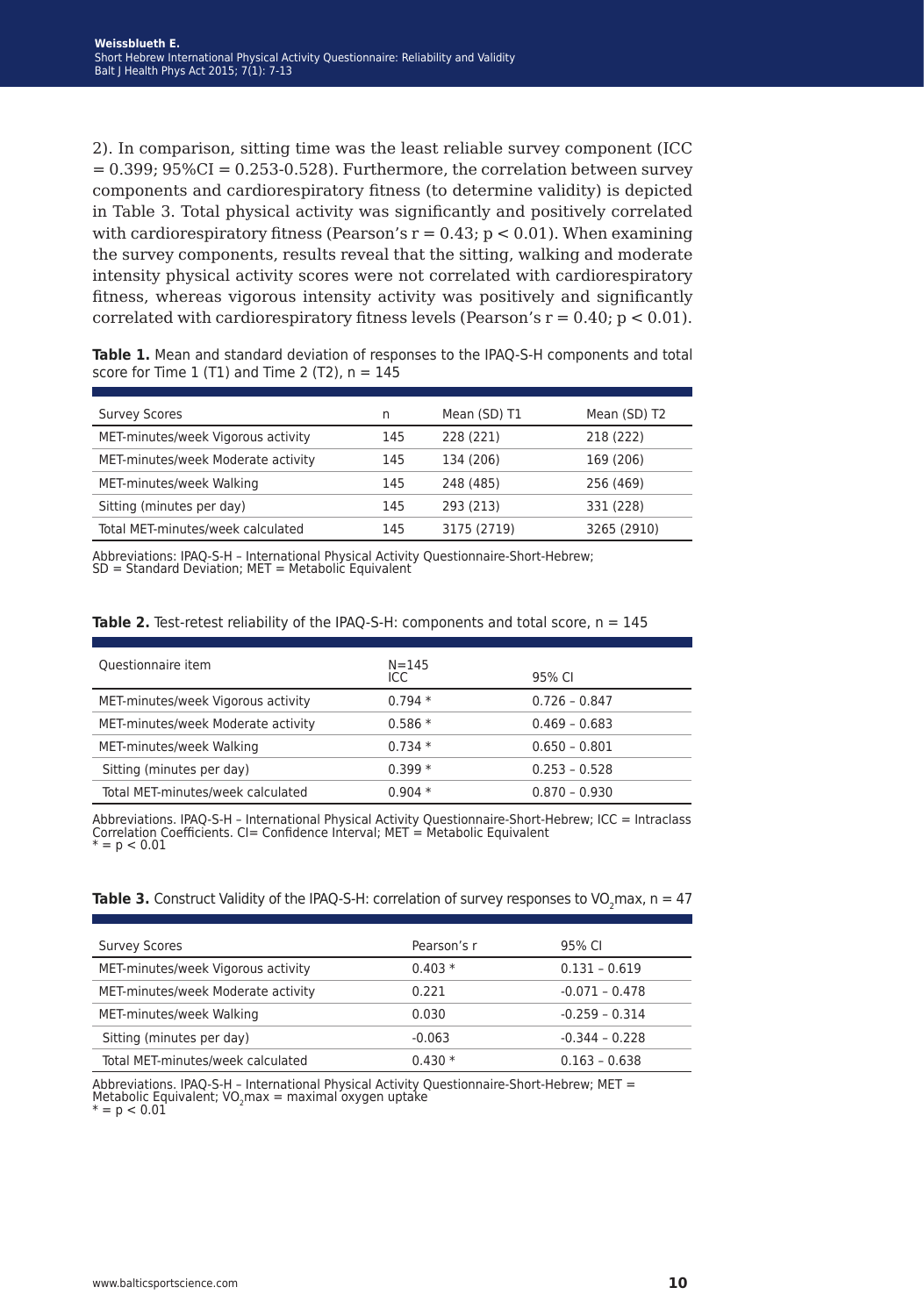2). In comparison, sitting time was the least reliable survey component (ICC = 0.399; 95%CI = 0.253-0.528). Furthermore, the correlation between survey components and cardiorespiratory fitness (to determine validity) is depicted in Table 3. Total physical activity was significantly and positively correlated with cardiorespiratory fitness (Pearson's $r = 0.43$; $p < 0.01$). When examining the survey components, results reveal that the sitting, walking and moderate intensity physical activity scores were not correlated with cardiorespiratory fitness, whereas vigorous intensity activity was positively and significantly correlated with cardiorespiratory fitness levels (Pearson's $r = 0.40$; $p < 0.01$).

**Table 1.** Mean and standard deviation of responses to the IPAQ-S-H components and total score for Time 1 (T1) and Time 2 (T2), n = 145

| Survey Scores | n | Mean (SD) T1 | Mean (SD) T2 |
|---|---|---|---|
| MET-minutes/week Vigorous activity | 145 | 228 (221) | 218 (222) |
| MET-minutes/week Moderate activity | 145 | 134 (206) | 169 (206) |
| MET-minutes/week Walking | 145 | 248 (485) | 256 (469) |
| Sitting (minutes per day) | 145 | 293 (213) | 331 (228) |
| Total MET-minutes/week calculated | 145 | 3175 (2719) | 3265 (2910) |

Abbreviations: IPAQ-S-H – International Physical Activity Questionnaire-Short-Hebrew; SD = Standard Deviation; MET = Metabolic Equivalent

**Table 2.** Test-retest reliability of the IPAQ-S-H: components and total score, n = 145

| Questionnaire item | N=145 ICC | 95% CI |
|---|---|---|
| MET-minutes/week Vigorous activity | 0.794 * | 0.726 – 0.847 |
| MET-minutes/week Moderate activity | 0.586 * | 0.469 – 0.683 |
| MET-minutes/week Walking | 0.734 * | 0.650 – 0.801 |
| Sitting (minutes per day) | 0.399 * | 0.253 – 0.528 |
| Total MET-minutes/week calculated | 0.904 * | 0.870 – 0.930 |

Abbreviations. IPAQ-S-H – International Physical Activity Questionnaire-Short-Hebrew; ICC = Intraclass Correlation Coefficients. CI= Confidence Interval; MET = Metabolic Equivalent
* = $p < 0.01$

**Table 3.** Construct Validity of the IPAQ-S-H: correlation of survey responses to $VO_2$max, n = 47

| Survey Scores | Pearson's r | 95% CI |
|---|---|---|
| MET-minutes/week Vigorous activity | 0.403 * | 0.131 – 0.619 |
| MET-minutes/week Moderate activity | 0.221 | -0.071 – 0.478 |
| MET-minutes/week Walking | 0.030 | -0.259 – 0.314 |
| Sitting (minutes per day) | -0.063 | -0.344 – 0.228 |
| Total MET-minutes/week calculated | 0.430 * | 0.163 – 0.638 |

Abbreviations. IPAQ-S-H – International Physical Activity Questionnaire-Short-Hebrew; MET = Metabolic Equivalent; $VO_2$max = maximal oxygen uptake
* = $p < 0.01$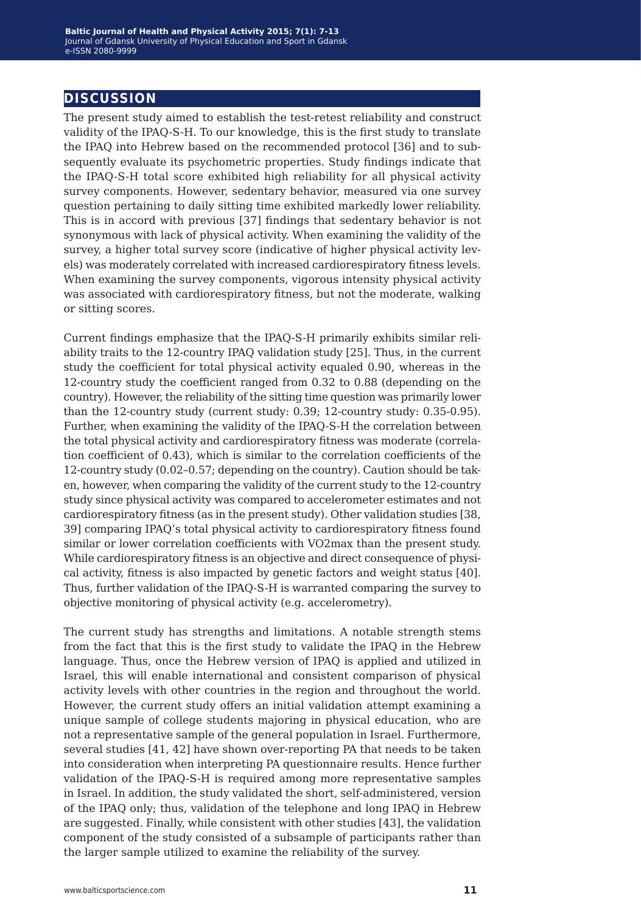## DISCUSSION

The present study aimed to establish the test-retest reliability and construct validity of the IPAQ-S-H. To our knowledge, this is the first study to translate the IPAQ into Hebrew based on the recommended protocol [36] and to subsequently evaluate its psychometric properties. Study findings indicate that the IPAQ-S-H total score exhibited high reliability for all physical activity survey components. However, sedentary behavior, measured via one survey question pertaining to daily sitting time exhibited markedly lower reliability. This is in accord with previous [37] findings that sedentary behavior is not synonymous with lack of physical activity. When examining the validity of the survey, a higher total survey score (indicative of higher physical activity levels) was moderately correlated with increased cardiorespiratory fitness levels. When examining the survey components, vigorous intensity physical activity was associated with cardiorespiratory fitness, but not the moderate, walking or sitting scores.

Current findings emphasize that the IPAQ-S-H primarily exhibits similar reliability traits to the 12-country IPAQ validation study [25]. Thus, in the current study the coefficient for total physical activity equaled 0.90, whereas in the 12-country study the coefficient ranged from 0.32 to 0.88 (depending on the country). However, the reliability of the sitting time question was primarily lower than the 12-country study (current study: 0.39; 12-country study: 0.35-0.95). Further, when examining the validity of the IPAQ-S-H the correlation between the total physical activity and cardiorespiratory fitness was moderate (correlation coefficient of 0.43), which is similar to the correlation coefficients of the 12-country study (0.02–0.57; depending on the country). Caution should be taken, however, when comparing the validity of the current study to the 12-country study since physical activity was compared to accelerometer estimates and not cardiorespiratory fitness (as in the present study). Other validation studies [38, 39] comparing IPAQ's total physical activity to cardiorespiratory fitness found similar or lower correlation coefficients with VO2max than the present study. While cardiorespiratory fitness is an objective and direct consequence of physical activity, fitness is also impacted by genetic factors and weight status [40]. Thus, further validation of the IPAQ-S-H is warranted comparing the survey to objective monitoring of physical activity (e.g. accelerometry).

The current study has strengths and limitations. A notable strength stems from the fact that this is the first study to validate the IPAQ in the Hebrew language. Thus, once the Hebrew version of IPAQ is applied and utilized in Israel, this will enable international and consistent comparison of physical activity levels with other countries in the region and throughout the world. However, the current study offers an initial validation attempt examining a unique sample of college students majoring in physical education, who are not a representative sample of the general population in Israel. Furthermore, several studies [41, 42] have shown over-reporting PA that needs to be taken into consideration when interpreting PA questionnaire results. Hence further validation of the IPAQ-S-H is required among more representative samples in Israel. In addition, the study validated the short, self-administered, version of the IPAQ only; thus, validation of the telephone and long IPAQ in Hebrew are suggested. Finally, while consistent with other studies [43], the validation component of the study consisted of a subsample of participants rather than the larger sample utilized to examine the reliability of the survey.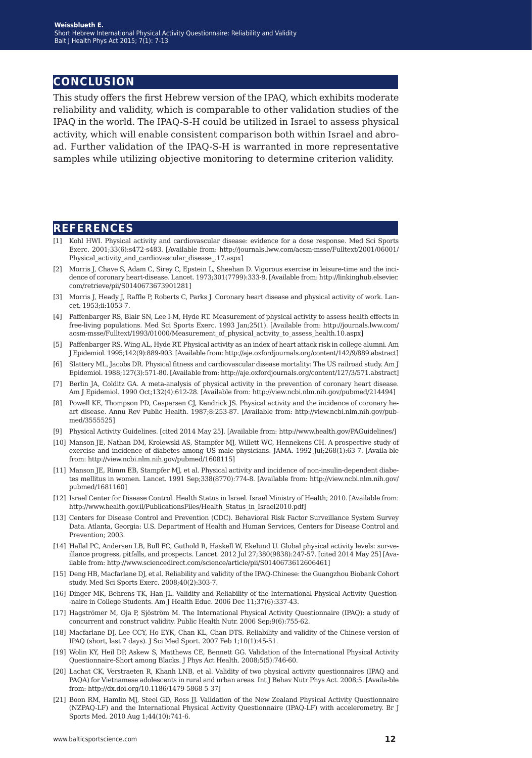## CONCLUSION

This study offers the first Hebrew version of the IPAQ, which exhibits moderate reliability and validity, which is comparable to other validation studies of the IPAQ in the world. The IPAQ-S-H could be utilized in Israel to assess physical activity, which will enable consistent comparison both within Israel and abroad. Further validation of the IPAQ-S-H is warranted in more representative samples while utilizing objective monitoring to determine criterion validity.

## REFERENCES

[1] Kohl HWI. Physical activity and cardiovascular disease: evidence for a dose response. Med Sci Sports Exerc. 2001;33(6):s472-s483. [Available from: http://journals.lww.com/acsm-msse/Fulltext/2001/06001/Physical_activity_and_cardiovascular_disease_.17.aspx]

[2] Morris J, Chave S, Adam C, Sirey C, Epstein L, Sheehan D. Vigorous exercise in leisure-time and the incidence of coronary heart-disease. Lancet. 1973;301(7799):333-9. [Available from: http://linkinghub.elsevier.com/retrieve/pii/S0140673673901281]

[3] Morris J, Heady J, Raffle P, Roberts C, Parks J. Coronary heart disease and physical activity of work. Lancet. 1953;ii:1053-7.

[4] Paffenbarger RS, Blair SN, Lee I-M, Hyde RT. Measurement of physical activity to assess health effects in free-living populations. Med Sci Sports Exerc. 1993 Jan;25(1). [Available from: http://journals.lww.com/acsm-msse/Fulltext/1993/01000/Measurement_of_physical_activity_to_assess_health.10.aspx]

[5] Paffenbarger RS, Wing AL, Hyde RT. Physical activity as an index of heart attack risk in college alumni. Am J Epidemiol. 1995;142(9):889-903. [Available from: http://aje.oxfordjournals.org/content/142/9/889.abstract]

[6] Slattery ML, Jacobs DR. Physical fitness and cardiovascular disease mortality: The US railroad study. Am J Epidemiol. 1988;127(3):571-80. [Available from: http://aje.oxfordjournals.org/content/127/3/571.abstract]

[7] Berlin JA, Colditz GA. A meta-analysis of physical activity in the prevention of coronary heart disease. Am J Epidemiol. 1990 Oct;132(4):612-28. [Available from: http://view.ncbi.nlm.nih.gov/pubmed/214494]

[8] Powell KE, Thompson PD, Caspersen CJ, Kendrick JS. Physical activity and the incidence of coronary heart disease. Annu Rev Public Health. 1987;8:253-87. [Available from: http://view.ncbi.nlm.nih.gov/pubmed/3555525]

[9] Physical Activity Guidelines. [cited 2014 May 25]. [Available from: http://www.health.gov/PAGuidelines/]

[10] Manson JE, Nathan DM, Krolewski AS, Stampfer MJ, Willett WC, Hennekens CH. A prospective study of exercise and incidence of diabetes among US male physicians. JAMA. 1992 Jul;268(1):63-7. [Available from: http://view.ncbi.nlm.nih.gov/pubmed/1608115]

[11] Manson JE, Rimm EB, Stampfer MJ, et al. Physical activity and incidence of non-insulin-dependent diabetes mellitus in women. Lancet. 1991 Sep;338(8770):774-8. [Available from: http://view.ncbi.nlm.nih.gov/pubmed/1681160]

[12] Israel Center for Disease Control. Health Status in Israel. Israel Ministry of Health; 2010. [Available from: http://www.health.gov.il/PublicationsFiles/Health_Status_in_Israel2010.pdf]

[13] Centers for Disease Control and Prevention (CDC). Behavioral Risk Factor Surveillance System Survey Data. Atlanta, Georgia: U.S. Department of Health and Human Services, Centers for Disease Control and Prevention; 2003.

[14] Hallal PC, Andersen LB, Bull FC, Guthold R, Haskell W, Ekelund U. Global physical activity levels: surveillance progress, pitfalls, and prospects. Lancet. 2012 Jul 27;380(9838):247-57. [cited 2014 May 25] [Available from: http://www.sciencedirect.com/science/article/pii/S0140673612606461]

[15] Deng HB, Macfarlane DJ, et al. Reliability and validity of the IPAQ-Chinese: the Guangzhou Biobank Cohort study. Med Sci Sports Exerc. 2008;40(2):303-7.

[16] Dinger MK, Behrens TK, Han JL. Validity and Reliability of the International Physical Activity Questionnaire in College Students. Am J Health Educ. 2006 Dec 11;37(6):337-43.

[17] Hagströmer M, Oja P, Sjöström M. The International Physical Activity Questionnaire (IPAQ): a study of concurrent and construct validity. Public Health Nutr. 2006 Sep;9(6):755-62.

[18] Macfarlane DJ, Lee CCY, Ho EYK, Chan KL, Chan DTS. Reliability and validity of the Chinese version of IPAQ (short, last 7 days). J Sci Med Sport. 2007 Feb 1;10(1):45-51.

[19] Wolin KY, Heil DP, Askew S, Matthews CE, Bennett GG. Validation of the International Physical Activity Questionnaire-Short among Blacks. J Phys Act Health. 2008;5(5):746-60.

[20] Lachat CK, Verstraeten R, Khanh LNB, et al. Validity of two physical activity questionnaires (IPAQ and PAQA) for Vietnamese adolescents in rural and urban areas. Int J Behav Nutr Phys Act. 2008;5. [Available from: http://dx.doi.org/10.1186/1479-5868-5-37]

[21] Boon RM, Hamlin MJ, Steel GD, Ross JJ. Validation of the New Zealand Physical Activity Questionnaire (NZPAQ-LF) and the International Physical Activity Questionnaire (IPAQ-LF) with accelerometry. Br J Sports Med. 2010 Aug 1;44(10):741-6.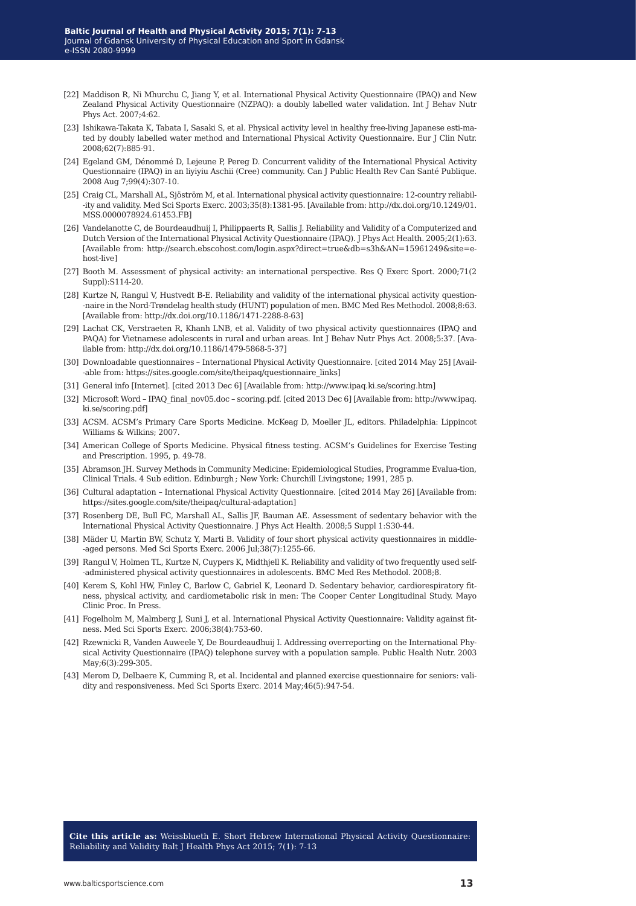[22] Maddison R, Ni Mhurchu C, Jiang Y, et al. International Physical Activity Questionnaire (IPAQ) and New Zealand Physical Activity Questionnaire (NZPAQ): a doubly labelled water validation. Int J Behav Nutr Phys Act. 2007;4:62.

[23] Ishikawa-Takata K, Tabata I, Sasaki S, et al. Physical activity level in healthy free-living Japanese esti-mated by doubly labelled water method and International Physical Activity Questionnaire. Eur J Clin Nutr. 2008;62(7):885-91.

[24] Egeland GM, Dénommé D, Lejeune P, Pereg D. Concurrent validity of the International Physical Activity Questionnaire (IPAQ) in an Iiyiyiu Aschii (Cree) community. Can J Public Health Rev Can Santé Publique. 2008 Aug 7;99(4):307-10.

[25] Craig CL, Marshall AL, Sjöström M, et al. International physical activity questionnaire: 12-country reliabil--ity and validity. Med Sci Sports Exerc. 2003;35(8):1381-95. [Available from: http://dx.doi.org/10.1249/01.MSS.0000078924.61453.FB]

[26] Vandelanotte C, de Bourdeaudhuij I, Philippaerts R, Sallis J. Reliability and Validity of a Computerized and Dutch Version of the International Physical Activity Questionnaire (IPAQ). J Phys Act Health. 2005;2(1):63. [Available from: http://search.ebscohost.com/login.aspx?direct=true&db=s3h&AN=15961249&site=e-host-live]

[27] Booth M. Assessment of physical activity: an international perspective. Res Q Exerc Sport. 2000;71(2 Suppl):S114-20.

[28] Kurtze N, Rangul V, Hustvedt B-E. Reliability and validity of the international physical activity question--naire in the Nord-Trøndelag health study (HUNT) population of men. BMC Med Res Methodol. 2008;8:63. [Available from: http://dx.doi.org/10.1186/1471-2288-8-63]

[29] Lachat CK, Verstraeten R, Khanh LNB, et al. Validity of two physical activity questionnaires (IPAQ and PAQA) for Vietnamese adolescents in rural and urban areas. Int J Behav Nutr Phys Act. 2008;5:37. [Ava-ilable from: http://dx.doi.org/10.1186/1479-5868-5-37]

[30] Downloadable questionnaires – International Physical Activity Questionnaire. [cited 2014 May 25] [Avail--able from: https://sites.google.com/site/theipaq/questionnaire_links]

[31] General info [Internet]. [cited 2013 Dec 6] [Available from: http://www.ipaq.ki.se/scoring.htm]

[32] Microsoft Word – IPAQ_final_nov05.doc – scoring.pdf. [cited 2013 Dec 6] [Available from: http://www.ipaq.ki.se/scoring.pdf]

[33] ACSM. ACSM's Primary Care Sports Medicine. McKeag D, Moeller JL, editors. Philadelphia: Lippincot Williams & Wilkins; 2007.

[34] American College of Sports Medicine. Physical fitness testing. ACSM's Guidelines for Exercise Testing and Prescription. 1995, p. 49-78.

[35] Abramson JH. Survey Methods in Community Medicine: Epidemiological Studies, Programme Evalua-tion, Clinical Trials. 4 Sub edition. Edinburgh ; New York: Churchill Livingstone; 1991, 285 p.

[36] Cultural adaptation – International Physical Activity Questionnaire. [cited 2014 May 26] [Available from: https://sites.google.com/site/theipaq/cultural-adaptation]

[37] Rosenberg DE, Bull FC, Marshall AL, Sallis JF, Bauman AE. Assessment of sedentary behavior with the International Physical Activity Questionnaire. J Phys Act Health. 2008;5 Suppl 1:S30-44.

[38] Mäder U, Martin BW, Schutz Y, Marti B. Validity of four short physical activity questionnaires in middle--aged persons. Med Sci Sports Exerc. 2006 Jul;38(7):1255-66.

[39] Rangul V, Holmen TL, Kurtze N, Cuypers K, Midthjell K. Reliability and validity of two frequently used self--administered physical activity questionnaires in adolescents. BMC Med Res Methodol. 2008;8.

[40] Kerem S, Kohl HW, Finley C, Barlow C, Gabriel K, Leonard D. Sedentary behavior, cardiorespiratory fit-ness, physical activity, and cardiometabolic risk in men: The Cooper Center Longitudinal Study. Mayo Clinic Proc. In Press.

[41] Fogelholm M, Malmberg J, Suni J, et al. International Physical Activity Questionnaire: Validity against fit-ness. Med Sci Sports Exerc. 2006;38(4):753-60.

[42] Rzewnicki R, Vanden Auweele Y, De Bourdeaudhuij I. Addressing overreporting on the International Phy-sical Activity Questionnaire (IPAQ) telephone survey with a population sample. Public Health Nutr. 2003 May;6(3):299-305.

[43] Merom D, Delbaere K, Cumming R, et al. Incidental and planned exercise questionnaire for seniors: vali-dity and responsiveness. Med Sci Sports Exerc. 2014 May;46(5):947-54.

**Cite this article as:** Weissblueth E. Short Hebrew International Physical Activity Questionnaire: Reliability and Validity Balt J Health Phys Act 2015; 7(1): 7-13